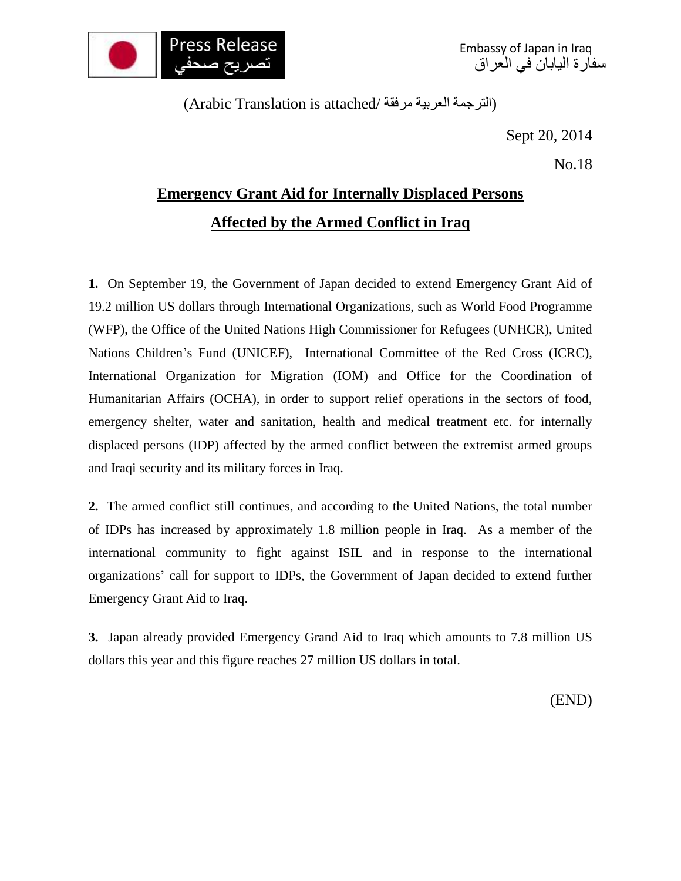Press Release
تصريح صحفي

Embassy of Japan in Iraq
سفارة اليابان في العراق

(Arabic Translation is attached/ الترجمة العربية مرفقة)

Sept 20, 2014

No.18

# Emergency Grant Aid for Internally Displaced Persons Affected by the Armed Conflict in Iraq

**1.** On September 19, the Government of Japan decided to extend Emergency Grant Aid of 19.2 million US dollars through International Organizations, such as World Food Programme (WFP), the Office of the United Nations High Commissioner for Refugees (UNHCR), United Nations Children's Fund (UNICEF), International Committee of the Red Cross (ICRC), International Organization for Migration (IOM) and Office for the Coordination of Humanitarian Affairs (OCHA), in order to support relief operations in the sectors of food, emergency shelter, water and sanitation, health and medical treatment etc. for internally displaced persons (IDP) affected by the armed conflict between the extremist armed groups and Iraqi security and its military forces in Iraq.

**2.** The armed conflict still continues, and according to the United Nations, the total number of IDPs has increased by approximately 1.8 million people in Iraq. As a member of the international community to fight against ISIL and in response to the international organizations' call for support to IDPs, the Government of Japan decided to extend further Emergency Grant Aid to Iraq.

**3.** Japan already provided Emergency Grand Aid to Iraq which amounts to 7.8 million US dollars this year and this figure reaches 27 million US dollars in total.

(END)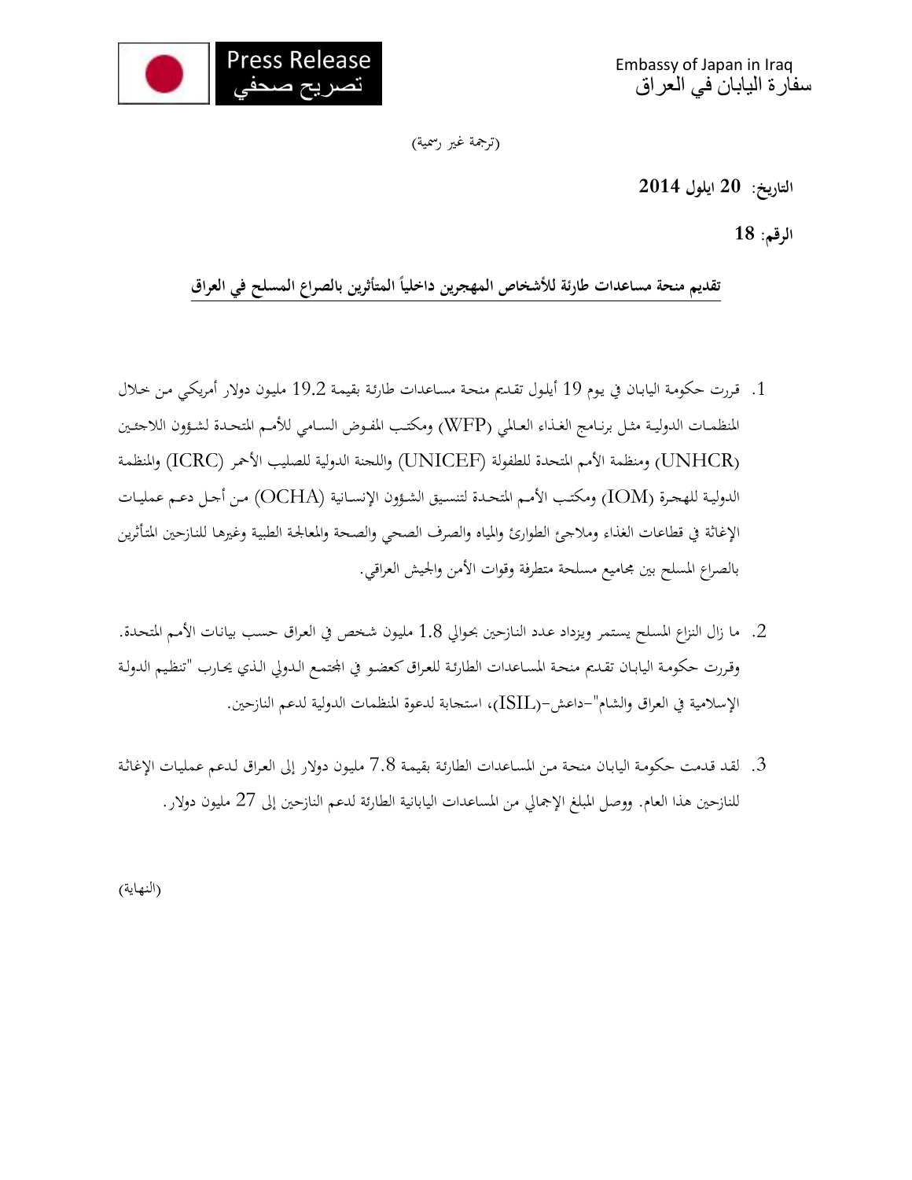Press Release
تصريح صحفي

Embassy of Japan in Iraq
سفارة اليابان في العراق

(ترجمة غير رسمية)

**التاريخ: 20 ايلول 2014**

**الرقم: 18**

## تقديم منحة مساعدات طارئة للأشخاص المهجرين داخلياً المتأثرين بالصراع المسلح في العراق

1. قررت حكومة اليابان في يوم 19 أيلول تقديم منحة مساعدات طارئة بقيمة 19.2 مليون دولار أمريكي من خلال المنظمات الدولية مثل برنامج الغذاء العالمي (WFP) ومكتب المفوض السامي للأمم المتحدة لشؤون اللاجئين (UNHCR) ومنظمة الأمم المتحدة للطفولة (UNICEF) واللجنة الدولية للصليب الأحمر (ICRC) والمنظمة الدولية للهجرة (IOM) ومكتب الأمم المتحدة لتنسيق الشؤون الإنسانية (OCHA) من أجل دعم عمليات الإغاثة في قطاعات الغذاء وملاجئ الطوارئ والمياه والصرف الصحي والصحة والمعالجة الطبية وغيرها للنازحين المتأثرين بالصراع المسلح بين مجاميع مسلحة متطرفة وقوات الأمن والجيش العراقي.

2. ما زال النزاع المسلح يستمر ويزداد عدد النازحين بحوالي 1.8 مليون شخص في العراق حسب بيانات الأمم المتحدة. وقررت حكومة اليابان تقديم منحة المساعدات الطارئة للعراق كعضو في المجتمع الدولي الذي يحارب "تنظيم الدولة الإسلامية في العراق والشام"-داعش-(ISIL)، استجابة لدعوة المنظمات الدولية لدعم النازحين.

3. لقد قدمت حكومة اليابان منحة من المساعدات الطارئة بقيمة 7.8 مليون دولار إلى العراق لدعم عمليات الإغاثة للنازحين هذا العام. ووصل المبلغ الإجمالي من المساعدات اليابانية الطارئة لدعم النازحين إلى 27 مليون دولار.

(النهاية)